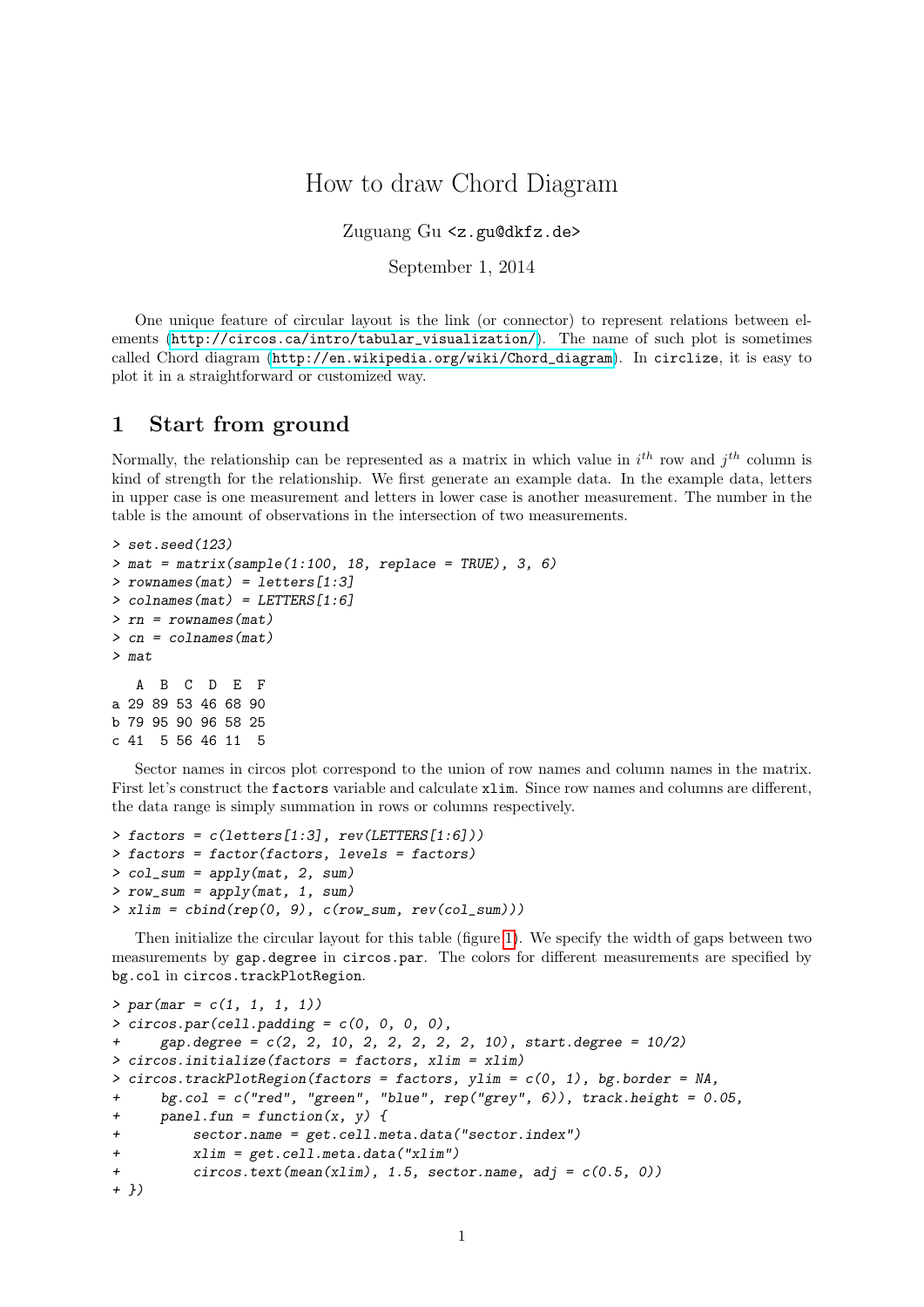# How to draw Chord Diagram

Zuguang Gu <z.gu@dkfz.de>

September 1, 2014

One unique feature of circular layout is the link (or connector) to represent relations between elements (http://circos.ca/intro/tabular_visualization/). The name of such plot is sometimes called Chord diagram (http://en.wikipedia.org/wiki/Chord_diagram). In circlize, it is easy to plot it in a straightforward or customized way.

## 1 Start from ground

Normally, the relationship can be represented as a matrix in which value in $i^{th}$ row and $j^{th}$ column is kind of strength for the relationship. We first generate an example data. In the example data, letters in upper case is one measurement and letters in lower case is another measurement. The number in the table is the amount of observations in the intersection of two measurements.

```
> set.seed(123)
> mat = matrix(sample(1:100, 18, replace = TRUE), 3, 6)
> rownames(mat) = letters[1:3]
> colnames(mat) = LETTERS[1:6]
> rn = rownames(mat)
> cn = colnames(mat)
> mat

   A  B  C  D  E  F
a 29 89 53 46 68 90
b 79 95 90 96 58 25
c 41  5 56 46 11  5
```

Sector names in circos plot correspond to the union of row names and column names in the matrix. First let's construct the `factors` variable and calculate `xlim`. Since row names and columns are different, the data range is simply summation in rows or columns respectively.

```
> factors = c(letters[1:3], rev(LETTERS[1:6]))
> factors = factor(factors, levels = factors)
> col_sum = apply(mat, 2, sum)
> row_sum = apply(mat, 1, sum)
> xlim = cbind(rep(0, 9), c(row_sum, rev(col_sum)))
```

Then initialize the circular layout for this table (figure 1). We specify the width of gaps between two measurements by `gap.degree` in `circos.par`. The colors for different measurements are specified by `bg.col` in `circos.trackPlotRegion`.

```
> par(mar = c(1, 1, 1, 1))
> circos.par(cell.padding = c(0, 0, 0, 0),
+     gap.degree = c(2, 2, 10, 2, 2, 2, 2, 2, 10), start.degree = 10/2)
> circos.initialize(factors = factors, xlim = xlim)
> circos.trackPlotRegion(factors = factors, ylim = c(0, 1), bg.border = NA,
+     bg.col = c("red", "green", "blue", rep("grey", 6)), track.height = 0.05,
+     panel.fun = function(x, y) {
+         sector.name = get.cell.meta.data("sector.index")
+         xlim = get.cell.meta.data("xlim")
+         circos.text(mean(xlim), 1.5, sector.name, adj = c(0.5, 0))
+ })
```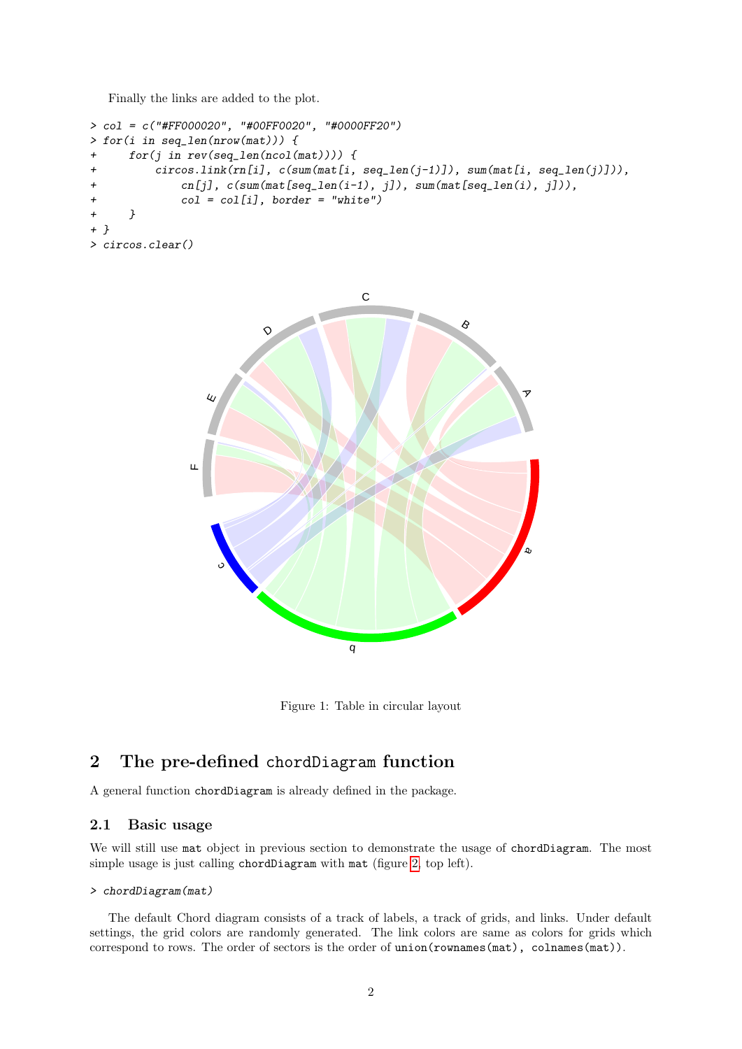Finally the links are added to the plot.

```
> col = c("#FF000020", "#00FF0020", "#0000FF20")
> for(i in seq_len(nrow(mat))) {
+     for(j in rev(seq_len(ncol(mat)))) {
+         circos.link(rn[i], c(sum(mat[i, seq_len(j-1)]), sum(mat[i, seq_len(j)])),
+             cn[j], c(sum(mat[seq_len(i-1), j]), sum(mat[seq_len(i), j])),
+             col = col[i], border = "white")
+     }
+ }
> circos.clear()
```

Figure 1: Table in circular layout

## 2 The pre-defined `chordDiagram` function

A general function `chordDiagram` is already defined in the package.

### 2.1 Basic usage

We will still use `mat` object in previous section to demonstrate the usage of `chordDiagram`. The most simple usage is just calling `chordDiagram` with `mat` (figure 2, top left).

```
> chordDiagram(mat)
```

The default Chord diagram consists of a track of labels, a track of grids, and links. Under default settings, the grid colors are randomly generated. The link colors are same as colors for grids which correspond to rows. The order of sectors is the order of `union(rownames(mat), colnames(mat))`.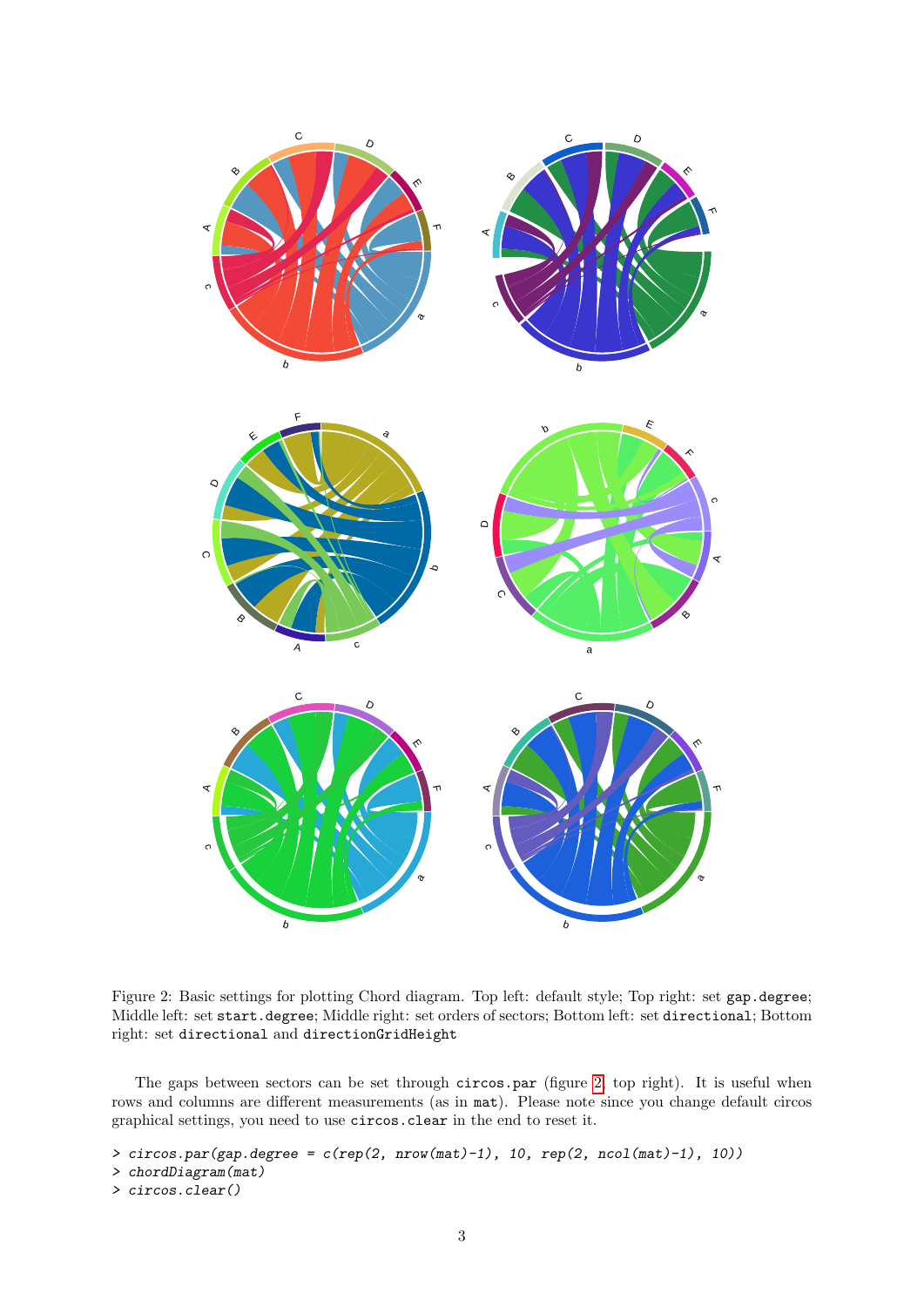Figure 2: Basic settings for plotting Chord diagram. Top left: default style; Top right: set `gap.degree`; Middle left: set `start.degree`; Middle right: set orders of sectors; Bottom left: set `directional`; Bottom right: set `directional` and `directionGridHeight`

The gaps between sectors can be set through `circos.par` (figure 2, top right). It is useful when rows and columns are different measurements (as in `mat`). Please note since you change default circos graphical settings, you need to use `circos.clear` in the end to reset it.

```
> circos.par(gap.degree = c(rep(2, nrow(mat)-1), 10, rep(2, ncol(mat)-1), 10))
> chordDiagram(mat)
> circos.clear()
```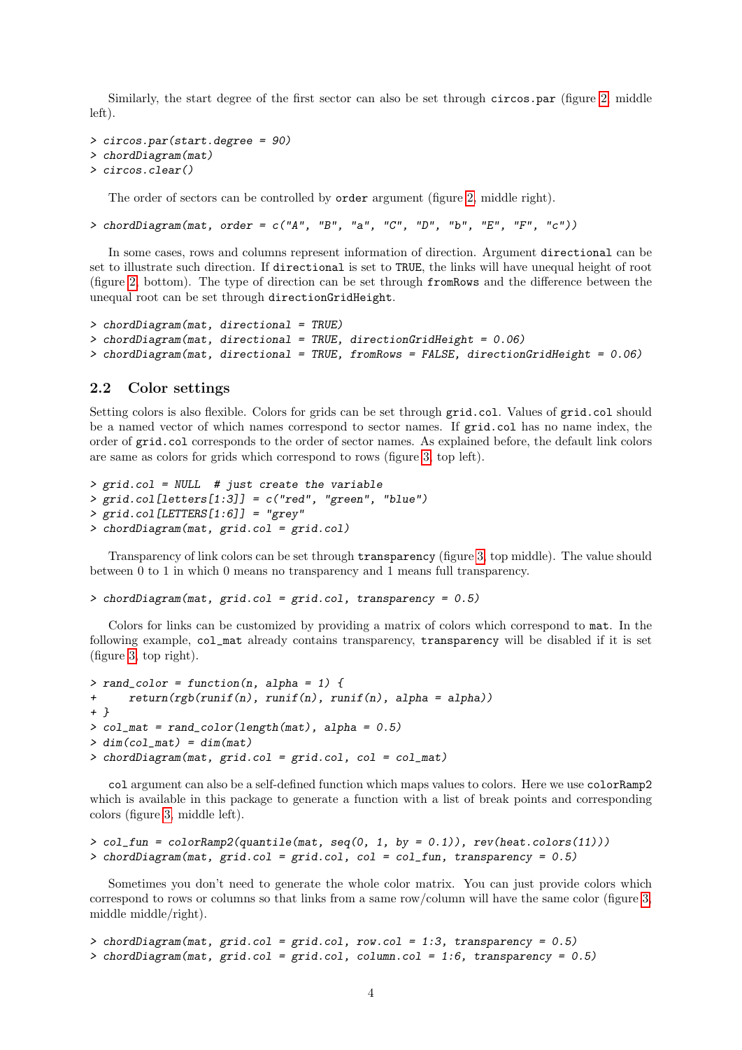Similarly, the start degree of the first sector can also be set through `circos.par` (figure 2, middle left).

```
> circos.par(start.degree = 90)
> chordDiagram(mat)
> circos.clear()
```

The order of sectors can be controlled by `order` argument (figure 2, middle right).

```
> chordDiagram(mat, order = c("A", "B", "a", "C", "D", "b", "E", "F", "c"))
```

In some cases, rows and columns represent information of direction. Argument `directional` can be set to illustrate such direction. If `directional` is set to `TRUE`, the links will have unequal height of root (figure 2, bottom). The type of direction can be set through `fromRows` and the difference between the unequal root can be set through `directionGridHeight`.

```
> chordDiagram(mat, directional = TRUE)
> chordDiagram(mat, directional = TRUE, directionGridHeight = 0.06)
> chordDiagram(mat, directional = TRUE, fromRows = FALSE, directionGridHeight = 0.06)
```

## 2.2 Color settings

Setting colors is also flexible. Colors for grids can be set through `grid.col`. Values of `grid.col` should be a named vector of which names correspond to sector names. If `grid.col` has no name index, the order of `grid.col` corresponds to the order of sector names. As explained before, the default link colors are same as colors for grids which correspond to rows (figure 3, top left).

```
> grid.col = NULL  # just create the variable
> grid.col[letters[1:3]] = c("red", "green", "blue")
> grid.col[LETTERS[1:6]] = "grey"
> chordDiagram(mat, grid.col = grid.col)
```

Transparency of link colors can be set through `transparency` (figure 3, top middle). The value should between 0 to 1 in which 0 means no transparency and 1 means full transparency.

```
> chordDiagram(mat, grid.col = grid.col, transparency = 0.5)
```

Colors for links can be customized by providing a matrix of colors which correspond to `mat`. In the following example, `col_mat` already contains transparency, `transparency` will be disabled if it is set (figure 3, top right).

```
> rand_color = function(n, alpha = 1) {
+     return(rgb(runif(n), runif(n), runif(n), alpha = alpha))
+ }
> col_mat = rand_color(length(mat), alpha = 0.5)
> dim(col_mat) = dim(mat)
> chordDiagram(mat, grid.col = grid.col, col = col_mat)
```

`col` argument can also be a self-defined function which maps values to colors. Here we use `colorRamp2` which is available in this package to generate a function with a list of break points and corresponding colors (figure 3, middle left).

```
> col_fun = colorRamp2(quantile(mat, seq(0, 1, by = 0.1)), rev(heat.colors(11)))
> chordDiagram(mat, grid.col = grid.col, col = col_fun, transparency = 0.5)
```

Sometimes you don't need to generate the whole color matrix. You can just provide colors which correspond to rows or columns so that links from a same row/column will have the same color (figure 3, middle middle/right).

```
> chordDiagram(mat, grid.col = grid.col, row.col = 1:3, transparency = 0.5)
> chordDiagram(mat, grid.col = grid.col, column.col = 1:6, transparency = 0.5)
```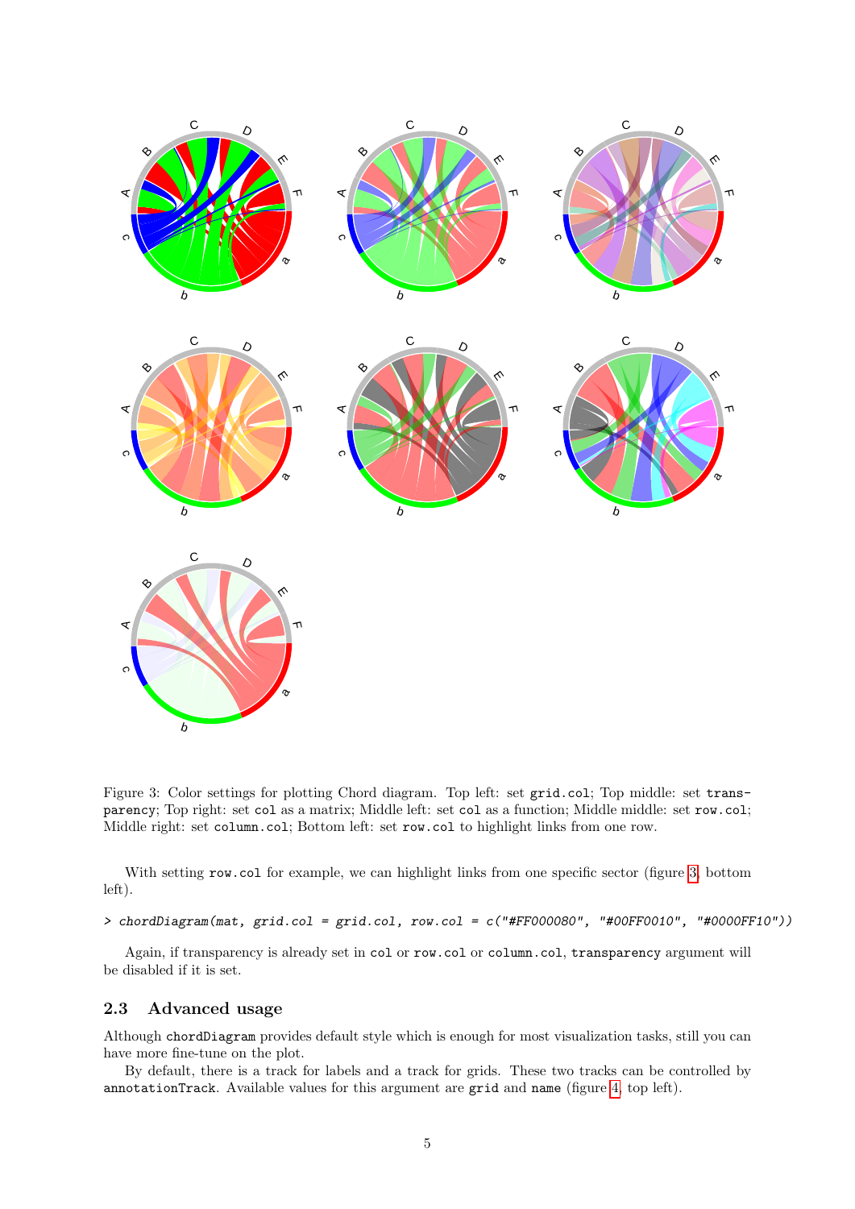Figure 3: Color settings for plotting Chord diagram. Top left: set `grid.col`; Top middle: set `transparency`; Top right: set `col` as a matrix; Middle left: set `col` as a function; Middle middle: set `row.col`; Middle right: set `column.col`; Bottom left: set `row.col` to highlight links from one row.

With setting `row.col` for example, we can highlight links from one specific sector (figure 3, bottom left).

```
> chordDiagram(mat, grid.col = grid.col, row.col = c("#FF000080", "#00FF0010", "#0000FF10"))
```

Again, if transparency is already set in `col` or `row.col` or `column.col`, `transparency` argument will be disabled if it is set.

## 2.3 Advanced usage

Although `chordDiagram` provides default style which is enough for most visualization tasks, still you can have more fine-tune on the plot.

By default, there is a track for labels and a track for grids. These two tracks can be controlled by `annotationTrack`. Available values for this argument are `grid` and `name` (figure 4, top left).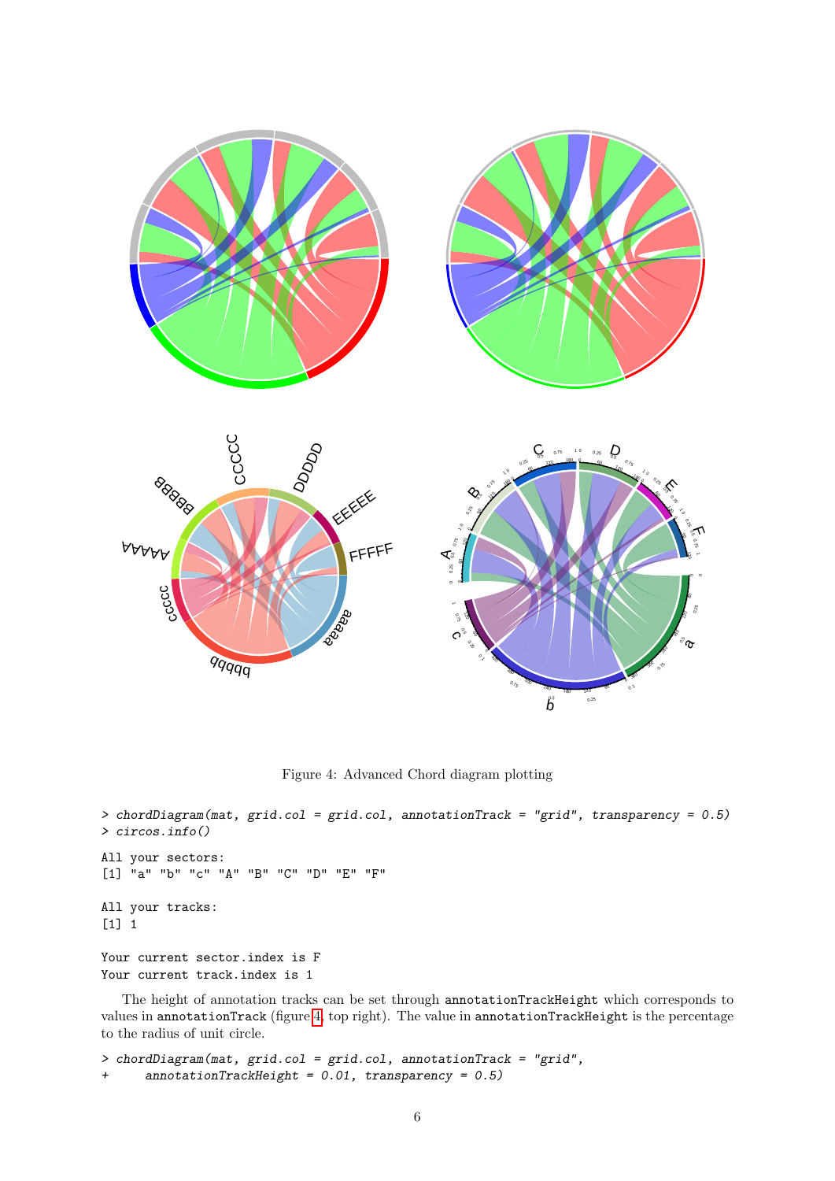Figure 4: Advanced Chord diagram plotting

```
> chordDiagram(mat, grid.col = grid.col, annotationTrack = "grid", transparency = 0.5)
> circos.info()

All your sectors:
[1] "a" "b" "c" "A" "B" "C" "D" "E" "F"

All your tracks:
[1] 1

Your current sector.index is F
Your current track.index is 1
```

The height of annotation tracks can be set through `annotationTrackHeight` which corresponds to values in `annotationTrack` (figure 4, top right). The value in `annotationTrackHeight` is the percentage to the radius of unit circle.

```
> chordDiagram(mat, grid.col = grid.col, annotationTrack = "grid",
+     annotationTrackHeight = 0.01, transparency = 0.5)
```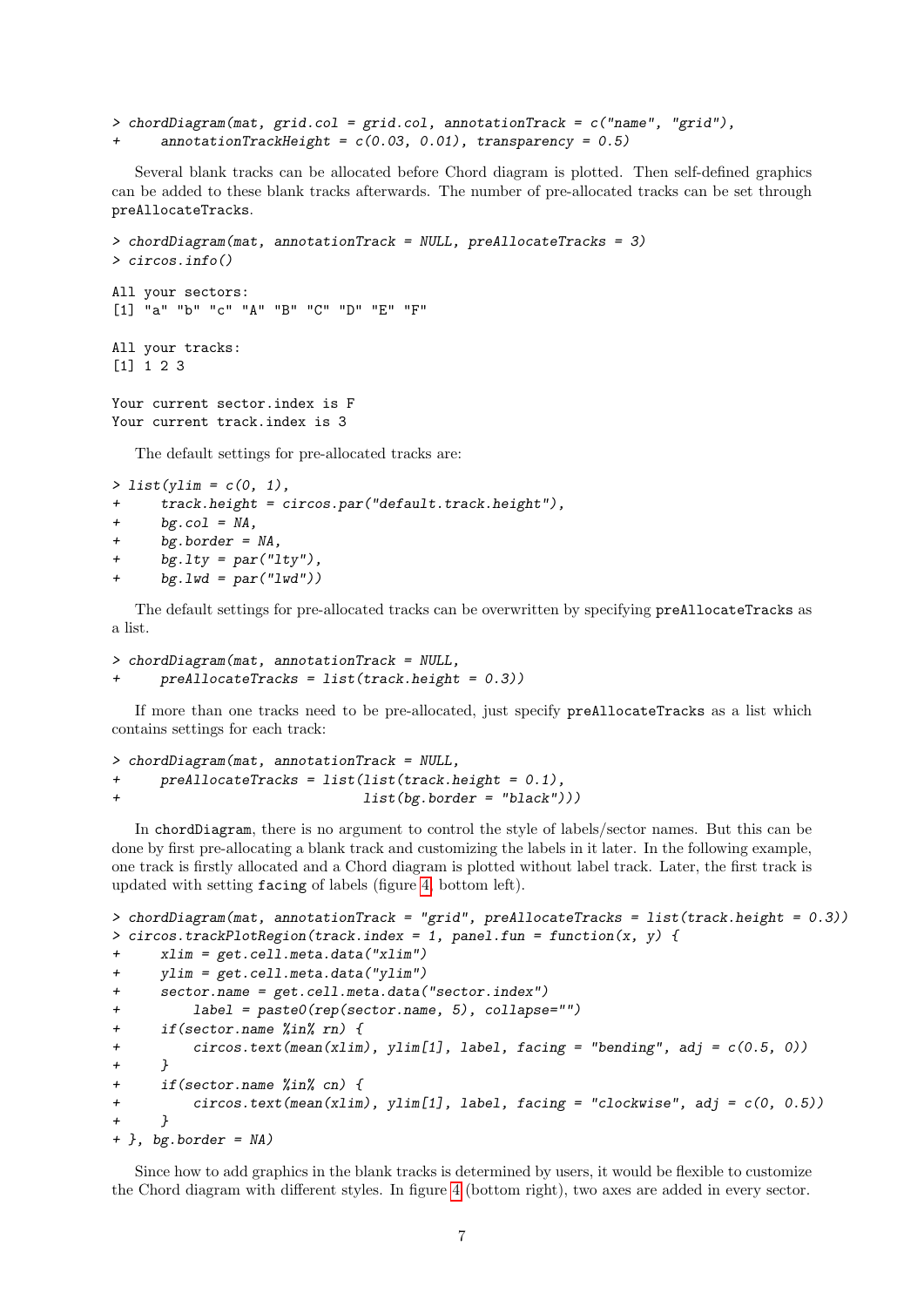```
> chordDiagram(mat, grid.col = grid.col, annotationTrack = c("name", "grid"),
+     annotationTrackHeight = c(0.03, 0.01), transparency = 0.5)
```

Several blank tracks can be allocated before Chord diagram is plotted. Then self-defined graphics can be added to these blank tracks afterwards. The number of pre-allocated tracks can be set through `preAllocateTracks`.

```
> chordDiagram(mat, annotationTrack = NULL, preAllocateTracks = 3)
> circos.info()

All your sectors:
[1] "a" "b" "c" "A" "B" "C" "D" "E" "F"

All your tracks:
[1] 1 2 3

Your current sector.index is F
Your current track.index is 3
```

The default settings for pre-allocated tracks are:

```
> list(ylim = c(0, 1),
+     track.height = circos.par("default.track.height"),
+     bg.col = NA,
+     bg.border = NA,
+     bg.lty = par("lty"),
+     bg.lwd = par("lwd"))
```

The default settings for pre-allocated tracks can be overwritten by specifying `preAllocateTracks` as a list.

```
> chordDiagram(mat, annotationTrack = NULL,
+     preAllocateTracks = list(track.height = 0.3))
```

If more than one tracks need to be pre-allocated, just specify `preAllocateTracks` as a list which contains settings for each track:

```
> chordDiagram(mat, annotationTrack = NULL,
+     preAllocateTracks = list(list(track.height = 0.1),
+                              list(bg.border = "black")))
```

In `chordDiagram`, there is no argument to control the style of labels/sector names. But this can be done by first pre-allocating a blank track and customizing the labels in it later. In the following example, one track is firstly allocated and a Chord diagram is plotted without label track. Later, the first track is updated with setting `facing` of labels (figure 4, bottom left).

```
> chordDiagram(mat, annotationTrack = "grid", preAllocateTracks = list(track.height = 0.3))
> circos.trackPlotRegion(track.index = 1, panel.fun = function(x, y) {
+     xlim = get.cell.meta.data("xlim")
+     ylim = get.cell.meta.data("ylim")
+     sector.name = get.cell.meta.data("sector.index")
+         label = paste0(rep(sector.name, 5), collapse="")
+     if(sector.name %in% rn) {
+         circos.text(mean(xlim), ylim[1], label, facing = "bending", adj = c(0.5, 0))
+     }
+     if(sector.name %in% cn) {
+         circos.text(mean(xlim), ylim[1], label, facing = "clockwise", adj = c(0, 0.5))
+     }
+ }, bg.border = NA)
```

Since how to add graphics in the blank tracks is determined by users, it would be flexible to customize the Chord diagram with different styles. In figure 4 (bottom right), two axes are added in every sector.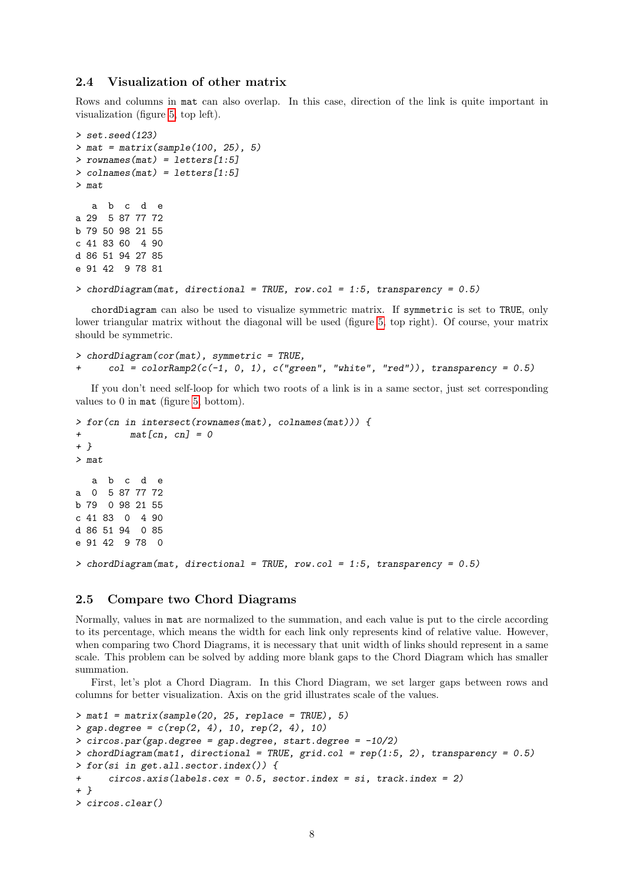### 2.4 Visualization of other matrix

Rows and columns in `mat` can also overlap. In this case, direction of the link is quite important in visualization (figure 5, top left).

```
> set.seed(123)
> mat = matrix(sample(100, 25), 5)
> rownames(mat) = letters[1:5]
> colnames(mat) = letters[1:5]
> mat

   a  b  c  d  e
a 29  5 87 77 72
b 79 50 98 21 55
c 41 83 60  4 90
d 86 51 94 27 85
e 91 42  9 78 81

> chordDiagram(mat, directional = TRUE, row.col = 1:5, transparency = 0.5)
```

`chordDiagram` can also be used to visualize symmetric matrix. If `symmetric` is set to `TRUE`, only lower triangular matrix without the diagonal will be used (figure 5, top right). Of course, your matrix should be symmetric.

```
> chordDiagram(cor(mat), symmetric = TRUE,
+     col = colorRamp2(c(-1, 0, 1), c("green", "white", "red")), transparency = 0.5)
```

If you don't need self-loop for which two roots of a link is in a same sector, just set corresponding values to 0 in `mat` (figure 5, bottom).

```
> for(cn in intersect(rownames(mat), colnames(mat))) {
+         mat[cn, cn] = 0
+ }
> mat

   a  b  c  d  e
a  0  5 87 77 72
b 79  0 98 21 55
c 41 83  0  4 90
d 86 51 94  0 85
e 91 42  9 78  0

> chordDiagram(mat, directional = TRUE, row.col = 1:5, transparency = 0.5)
```

### 2.5 Compare two Chord Diagrams

Normally, values in `mat` are normalized to the summation, and each value is put to the circle according to its percentage, which means the width for each link only represents kind of relative value. However, when comparing two Chord Diagrams, it is necessary that unit width of links should represent in a same scale. This problem can be solved by adding more blank gaps to the Chord Diagram which has smaller summation.

First, let's plot a Chord Diagram. In this Chord Diagram, we set larger gaps between rows and columns for better visualization. Axis on the grid illustrates scale of the values.

```
> mat1 = matrix(sample(20, 25, replace = TRUE), 5)
> gap.degree = c(rep(2, 4), 10, rep(2, 4), 10)
> circos.par(gap.degree = gap.degree, start.degree = -10/2)
> chordDiagram(mat1, directional = TRUE, grid.col = rep(1:5, 2), transparency = 0.5)
> for(si in get.all.sector.index()) {
+     circos.axis(labels.cex = 0.5, sector.index = si, track.index = 2)
+ }
> circos.clear()
```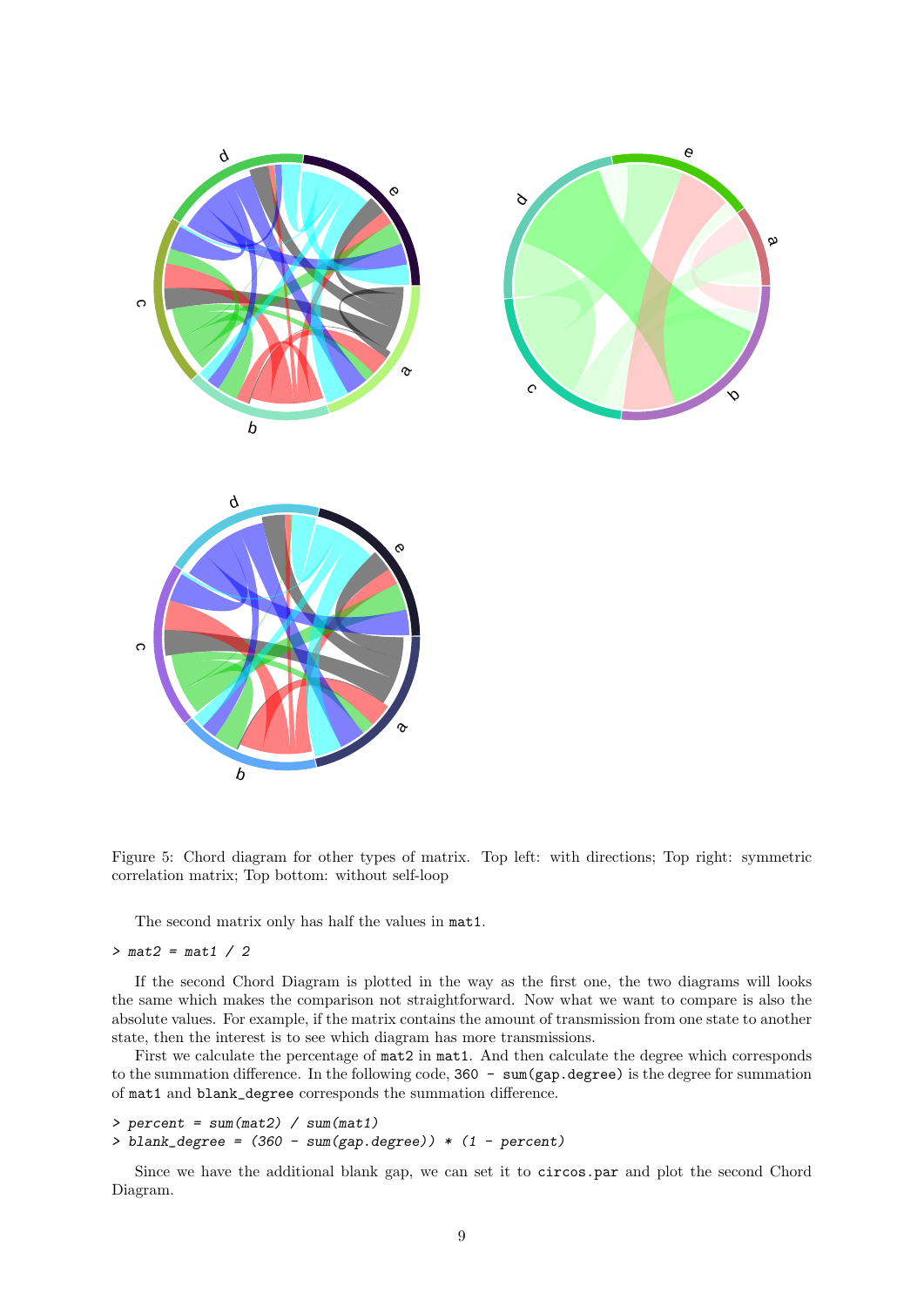Figure 5: Chord diagram for other types of matrix. Top left: with directions; Top right: symmetric correlation matrix; Top bottom: without self-loop

The second matrix only has half the values in `mat1`.

```
> mat2 = mat1 / 2
```

If the second Chord Diagram is plotted in the way as the first one, the two diagrams will looks the same which makes the comparison not straightforward. Now what we want to compare is also the absolute values. For example, if the matrix contains the amount of transmission from one state to another state, then the interest is to see which diagram has more transmissions.

First we calculate the percentage of `mat2` in `mat1`. And then calculate the degree which corresponds to the summation difference. In the following code, `360 - sum(gap.degree)` is the degree for summation of `mat1` and `blank_degree` corresponds the summation difference.

```
> percent = sum(mat2) / sum(mat1)
> blank_degree = (360 - sum(gap.degree)) * (1 - percent)
```

Since we have the additional blank gap, we can set it to `circos.par` and plot the second Chord Diagram.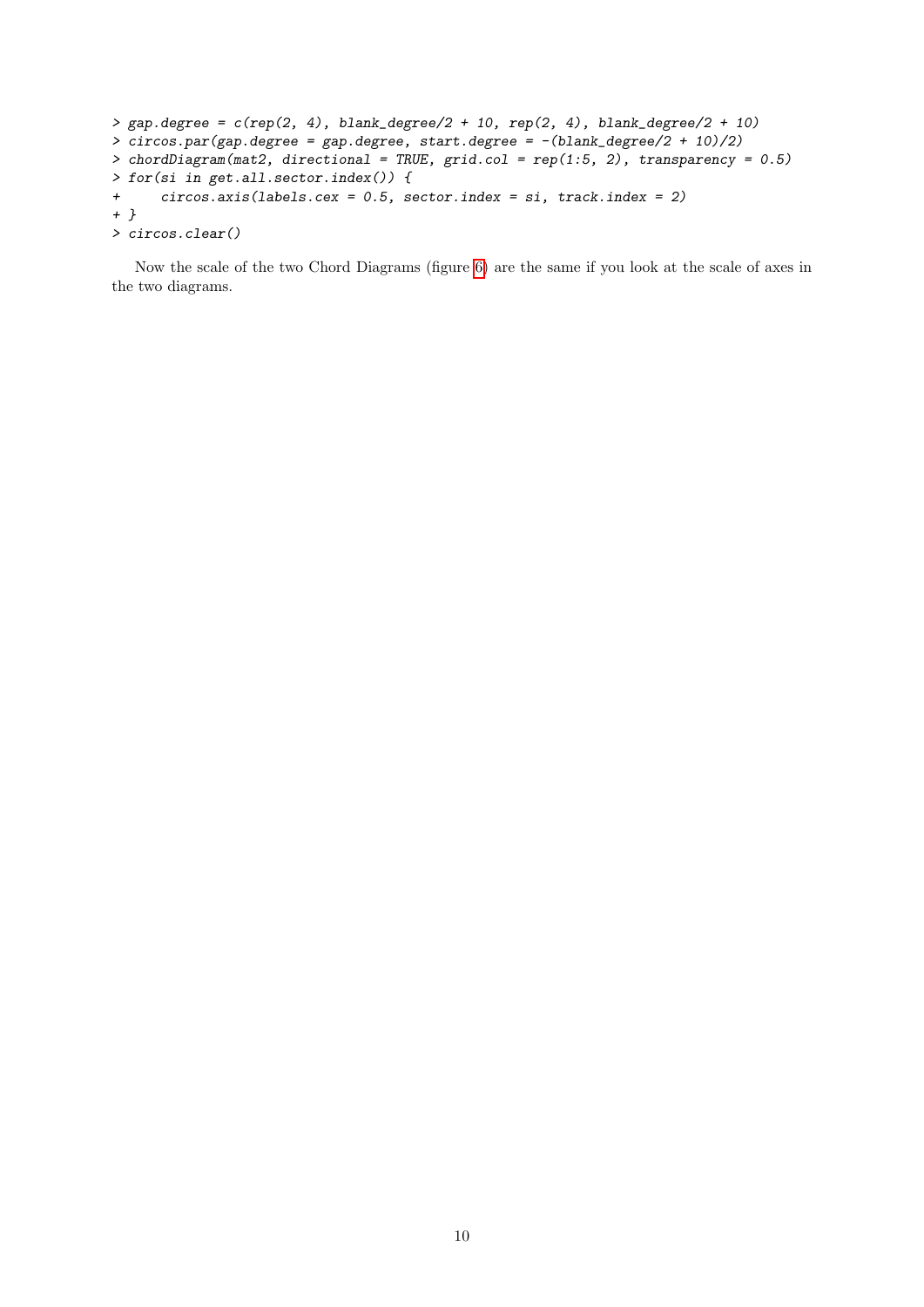```
> gap.degree = c(rep(2, 4), blank_degree/2 + 10, rep(2, 4), blank_degree/2 + 10)
> circos.par(gap.degree = gap.degree, start.degree = -(blank_degree/2 + 10)/2)
> chordDiagram(mat2, directional = TRUE, grid.col = rep(1:5, 2), transparency = 0.5)
> for(si in get.all.sector.index()) {
+     circos.axis(labels.cex = 0.5, sector.index = si, track.index = 2)
+ }
> circos.clear()
```

Now the scale of the two Chord Diagrams (figure 6) are the same if you look at the scale of axes in the two diagrams.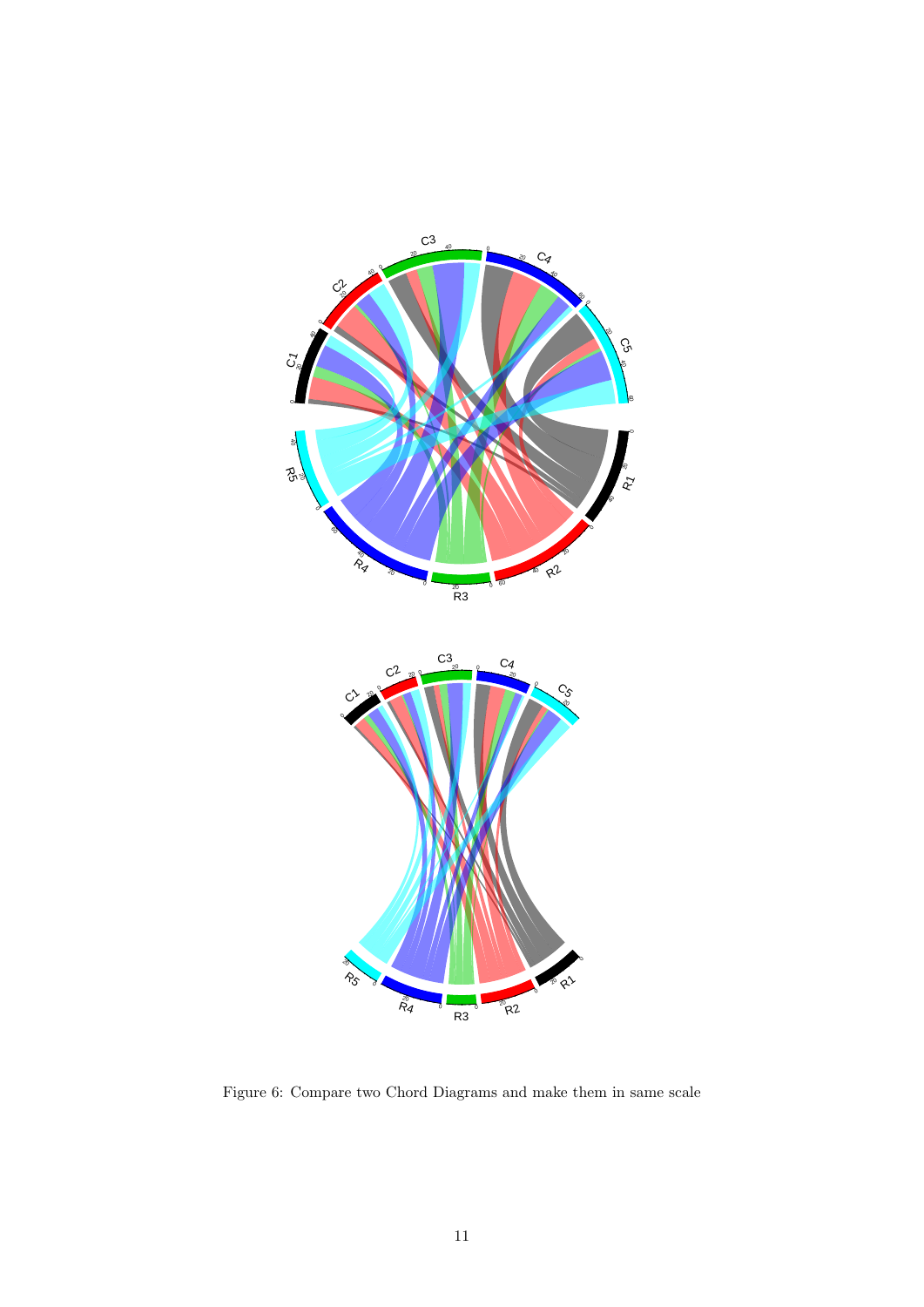C3
20
40
C4
0
20
40
60
C5
0
20
40
60
C2
0
20
40
C1
0
20
40
R1
0
20
40
R2
0
20
40
60
R3
0
20
R4
0
20
40
60
R5
0
20
40

C1
0
20
C2
0
20
C3
0
20
C4
0
20
C5
0
20
R1
0
20
R2
0
20
R3
0
20
R4
0
20
R5
0
20

Figure 6: Compare two Chord Diagrams and make them in same scale